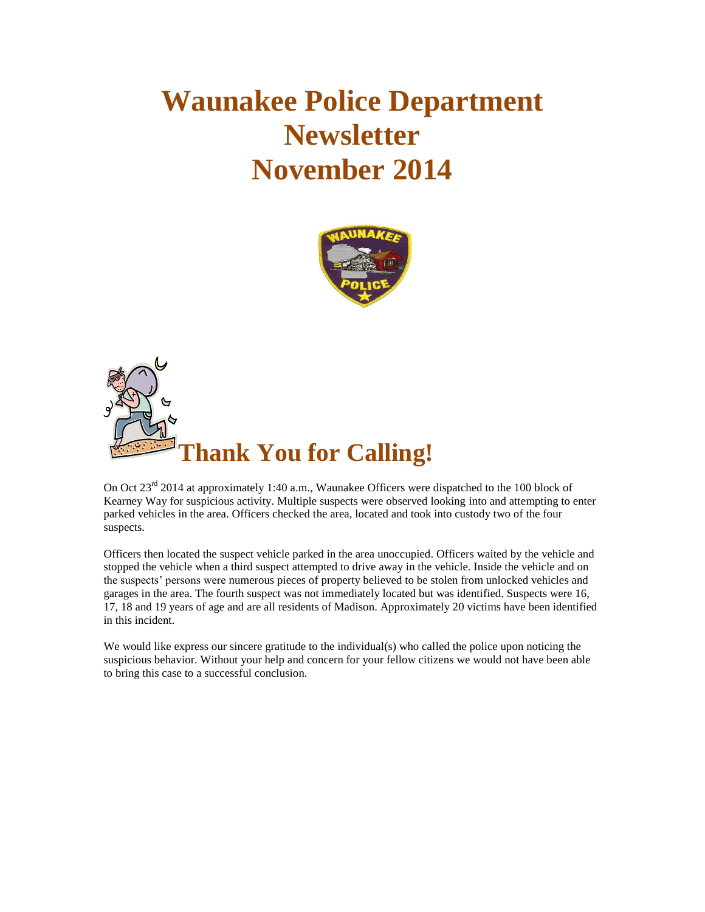# Waunakee Police Department Newsletter November 2014

## Thank You for Calling!

On Oct 23rd 2014 at approximately 1:40 a.m., Waunakee Officers were dispatched to the 100 block of Kearney Way for suspicious activity. Multiple suspects were observed looking into and attempting to enter parked vehicles in the area. Officers checked the area, located and took into custody two of the four suspects.

Officers then located the suspect vehicle parked in the area unoccupied. Officers waited by the vehicle and stopped the vehicle when a third suspect attempted to drive away in the vehicle. Inside the vehicle and on the suspects' persons were numerous pieces of property believed to be stolen from unlocked vehicles and garages in the area. The fourth suspect was not immediately located but was identified. Suspects were 16, 17, 18 and 19 years of age and are all residents of Madison. Approximately 20 victims have been identified in this incident.

We would like express our sincere gratitude to the individual(s) who called the police upon noticing the suspicious behavior. Without your help and concern for your fellow citizens we would not have been able to bring this case to a successful conclusion.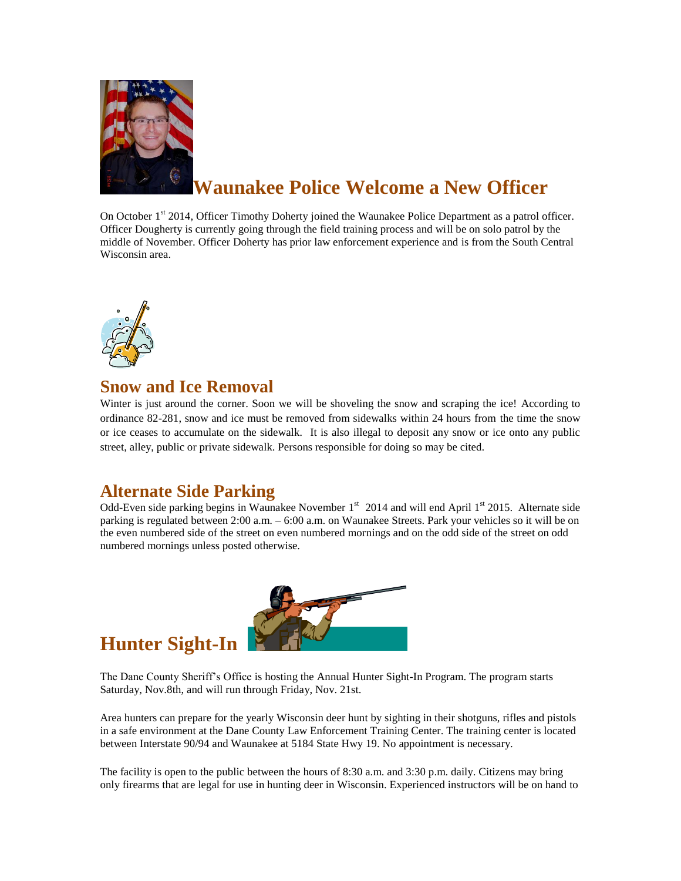## Waunakee Police Welcome a New Officer

On October 1st 2014, Officer Timothy Doherty joined the Waunakee Police Department as a patrol officer. Officer Dougherty is currently going through the field training process and will be on solo patrol by the middle of November. Officer Doherty has prior law enforcement experience and is from the South Central Wisconsin area.

## Snow and Ice Removal

Winter is just around the corner. Soon we will be shoveling the snow and scraping the ice! According to ordinance 82-281, snow and ice must be removed from sidewalks within 24 hours from the time the snow or ice ceases to accumulate on the sidewalk. It is also illegal to deposit any snow or ice onto any public street, alley, public or private sidewalk. Persons responsible for doing so may be cited.

## Alternate Side Parking

Odd-Even side parking begins in Waunakee November 1st 2014 and will end April 1st 2015. Alternate side parking is regulated between 2:00 a.m. – 6:00 a.m. on Waunakee Streets. Park your vehicles so it will be on the even numbered side of the street on even numbered mornings and on the odd side of the street on odd numbered mornings unless posted otherwise.

## Hunter Sight-In

The Dane County Sheriff's Office is hosting the Annual Hunter Sight-In Program. The program starts Saturday, Nov.8th, and will run through Friday, Nov. 21st.

Area hunters can prepare for the yearly Wisconsin deer hunt by sighting in their shotguns, rifles and pistols in a safe environment at the Dane County Law Enforcement Training Center. The training center is located between Interstate 90/94 and Waunakee at 5184 State Hwy 19. No appointment is necessary.

The facility is open to the public between the hours of 8:30 a.m. and 3:30 p.m. daily. Citizens may bring only firearms that are legal for use in hunting deer in Wisconsin. Experienced instructors will be on hand to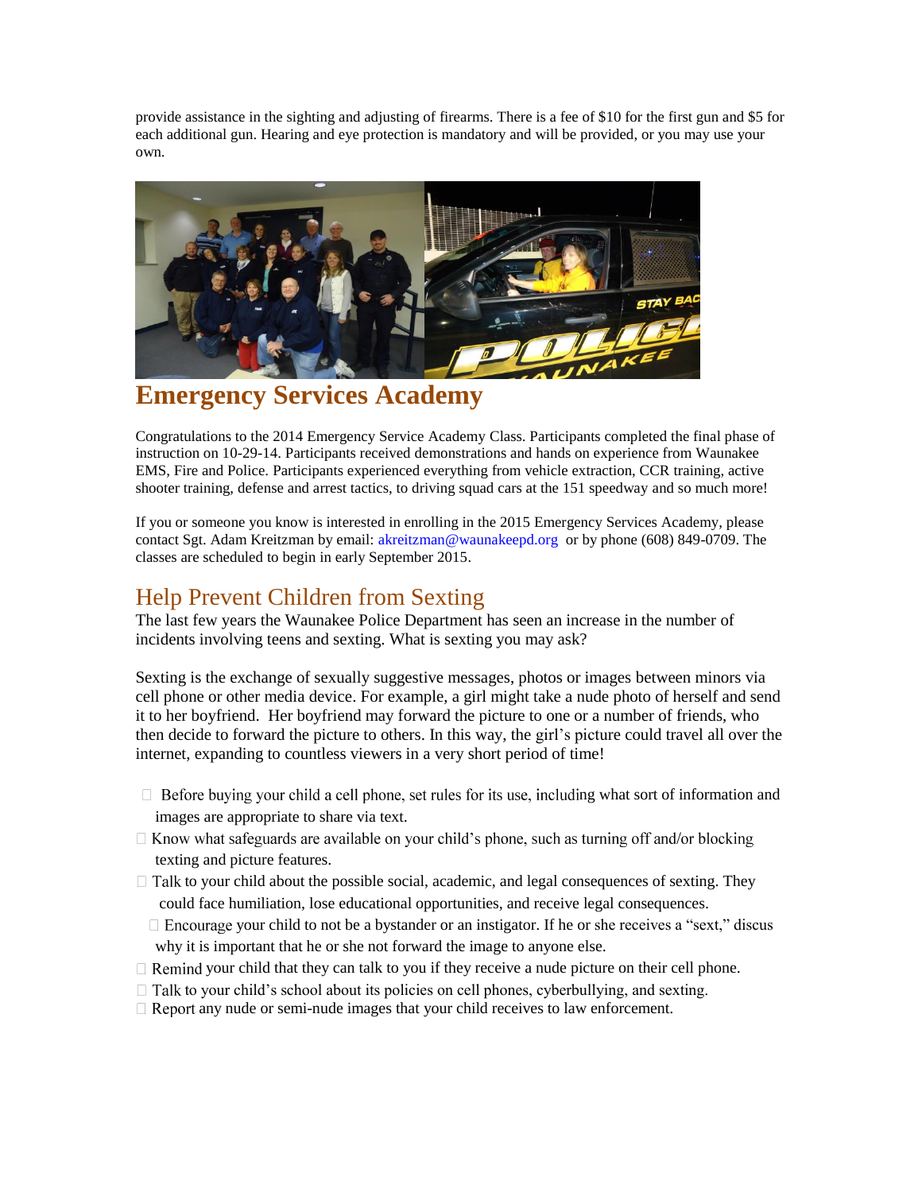provide assistance in the sighting and adjusting of firearms. There is a fee of $10 for the first gun and $5 for each additional gun. Hearing and eye protection is mandatory and will be provided, or you may use your own.

## Emergency Services Academy

Congratulations to the 2014 Emergency Service Academy Class. Participants completed the final phase of instruction on 10-29-14. Participants received demonstrations and hands on experience from Waunakee EMS, Fire and Police. Participants experienced everything from vehicle extraction, CCR training, active shooter training, defense and arrest tactics, to driving squad cars at the 151 speedway and so much more!

If you or someone you know is interested in enrolling in the 2015 Emergency Services Academy, please contact Sgt. Adam Kreitzman by email: akreitzman@waunakeepd.org or by phone (608) 849-0709. The classes are scheduled to begin in early September 2015.

## Help Prevent Children from Sexting

The last few years the Waunakee Police Department has seen an increase in the number of incidents involving teens and sexting. What is sexting you may ask?

Sexting is the exchange of sexually suggestive messages, photos or images between minors via cell phone or other media device. For example, a girl might take a nude photo of herself and send it to her boyfriend. Her boyfriend may forward the picture to one or a number of friends, who then decide to forward the picture to others. In this way, the girl's picture could travel all over the internet, expanding to countless viewers in a very short period of time!

- Before buying your child a cell phone, set rules for its use, including what sort of information and images are appropriate to share via text.
- Know what safeguards are available on your child's phone, such as turning off and/or blocking texting and picture features.
- Talk to your child about the possible social, academic, and legal consequences of sexting. They could face humiliation, lose educational opportunities, and receive legal consequences.
- Encourage your child to not be a bystander or an instigator. If he or she receives a "sext," discus why it is important that he or she not forward the image to anyone else.
- Remind your child that they can talk to you if they receive a nude picture on their cell phone.
- Talk to your child's school about its policies on cell phones, cyberbullying, and sexting.
- Report any nude or semi-nude images that your child receives to law enforcement.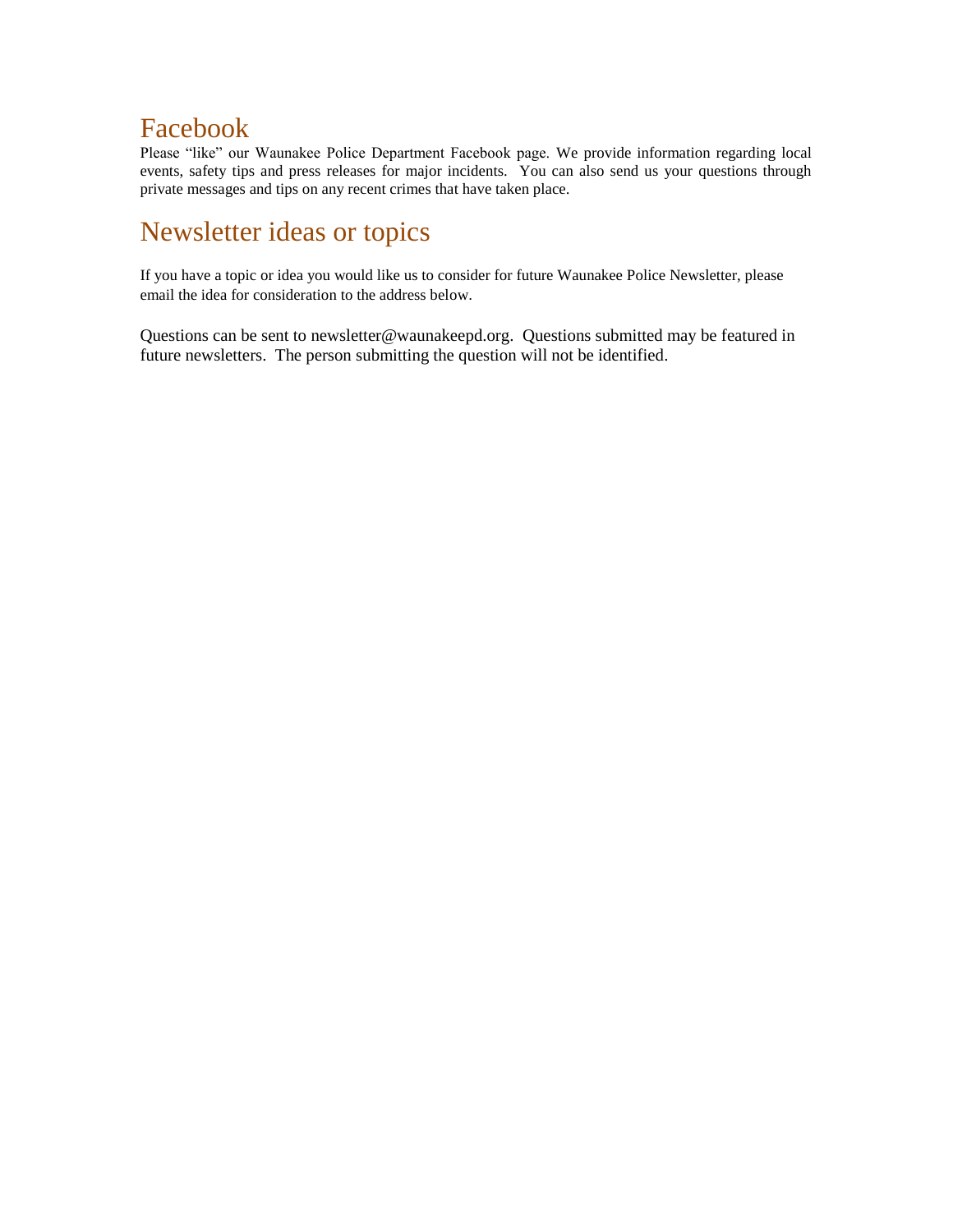## Facebook

Please "like" our Waunakee Police Department Facebook page. We provide information regarding local events, safety tips and press releases for major incidents. You can also send us your questions through private messages and tips on any recent crimes that have taken place.

## Newsletter ideas or topics

If you have a topic or idea you would like us to consider for future Waunakee Police Newsletter, please email the idea for consideration to the address below.

Questions can be sent to newsletter@waunakeepd.org. Questions submitted may be featured in future newsletters. The person submitting the question will not be identified.